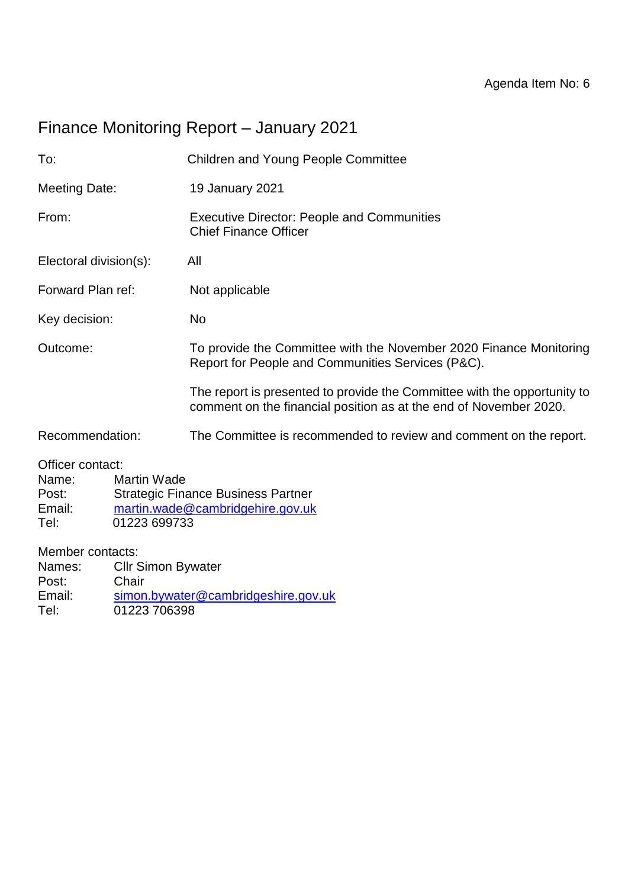Agenda Item No: 6

# Finance Monitoring Report – January 2021

| | |
|---|---|
| To: | Children and Young People Committee |
| Meeting Date: | 19 January 2021 |
| From: | Executive Director: People and Communities<br>Chief Finance Officer |
| Electoral division(s): | All |
| Forward Plan ref: | Not applicable |
| Key decision: | No |
| Outcome: | To provide the Committee with the November 2020 Finance Monitoring Report for People and Communities Services (P&C).<br><br>The report is presented to provide the Committee with the opportunity to comment on the financial position as at the end of November 2020. |
| Recommendation: | The Committee is recommended to review and comment on the report. |

Officer contact:
Name: Martin Wade
Post: Strategic Finance Business Partner
Email: martin.wade@cambridgehire.gov.uk
Tel: 01223 699733

Member contacts:
Names: Cllr Simon Bywater
Post: Chair
Email: simon.bywater@cambridgeshire.gov.uk
Tel: 01223 706398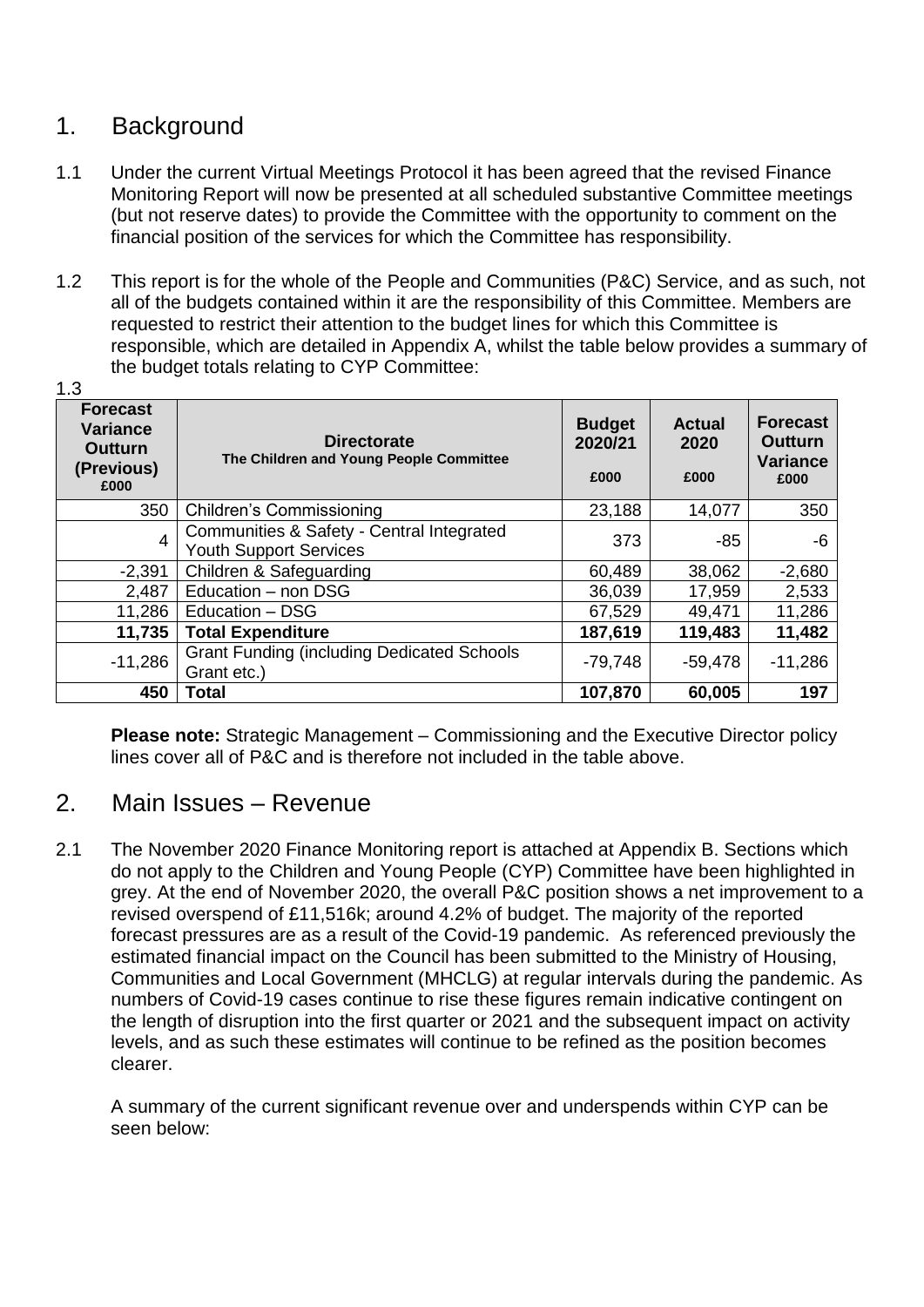## 1. Background

1.1 Under the current Virtual Meetings Protocol it has been agreed that the revised Finance Monitoring Report will now be presented at all scheduled substantive Committee meetings (but not reserve dates) to provide the Committee with the opportunity to comment on the financial position of the services for which the Committee has responsibility.

1.2 This report is for the whole of the People and Communities (P&C) Service, and as such, not all of the budgets contained within it are the responsibility of this Committee. Members are requested to restrict their attention to the budget lines for which this Committee is responsible, which are detailed in Appendix A, whilst the table below provides a summary of the budget totals relating to CYP Committee:

1.3

| Forecast Variance Outturn (Previous) £000 | Directorate The Children and Young People Committee | Budget 2020/21 £000 | Actual 2020 £000 | Forecast Outturn Variance £000 |
|---|---|---|---|---|
| 350 | Children's Commissioning | 23,188 | 14,077 | 350 |
| 4 | Communities & Safety - Central Integrated Youth Support Services | 373 | -85 | -6 |
| -2,391 | Children & Safeguarding | 60,489 | 38,062 | -2,680 |
| 2,487 | Education – non DSG | 36,039 | 17,959 | 2,533 |
| 11,286 | Education – DSG | 67,529 | 49,471 | 11,286 |
| **11,735** | **Total Expenditure** | **187,619** | **119,483** | **11,482** |
| -11,286 | Grant Funding (including Dedicated Schools Grant etc.) | -79,748 | -59,478 | -11,286 |
| **450** | **Total** | **107,870** | **60,005** | **197** |

**Please note:** Strategic Management – Commissioning and the Executive Director policy lines cover all of P&C and is therefore not included in the table above.

## 2. Main Issues – Revenue

2.1 The November 2020 Finance Monitoring report is attached at Appendix B. Sections which do not apply to the Children and Young People (CYP) Committee have been highlighted in grey. At the end of November 2020, the overall P&C position shows a net improvement to a revised overspend of £11,516k; around 4.2% of budget. The majority of the reported forecast pressures are as a result of the Covid-19 pandemic. As referenced previously the estimated financial impact on the Council has been submitted to the Ministry of Housing, Communities and Local Government (MHCLG) at regular intervals during the pandemic. As numbers of Covid-19 cases continue to rise these figures remain indicative contingent on the length of disruption into the first quarter or 2021 and the subsequent impact on activity levels, and as such these estimates will continue to be refined as the position becomes clearer.

A summary of the current significant revenue over and underspends within CYP can be seen below: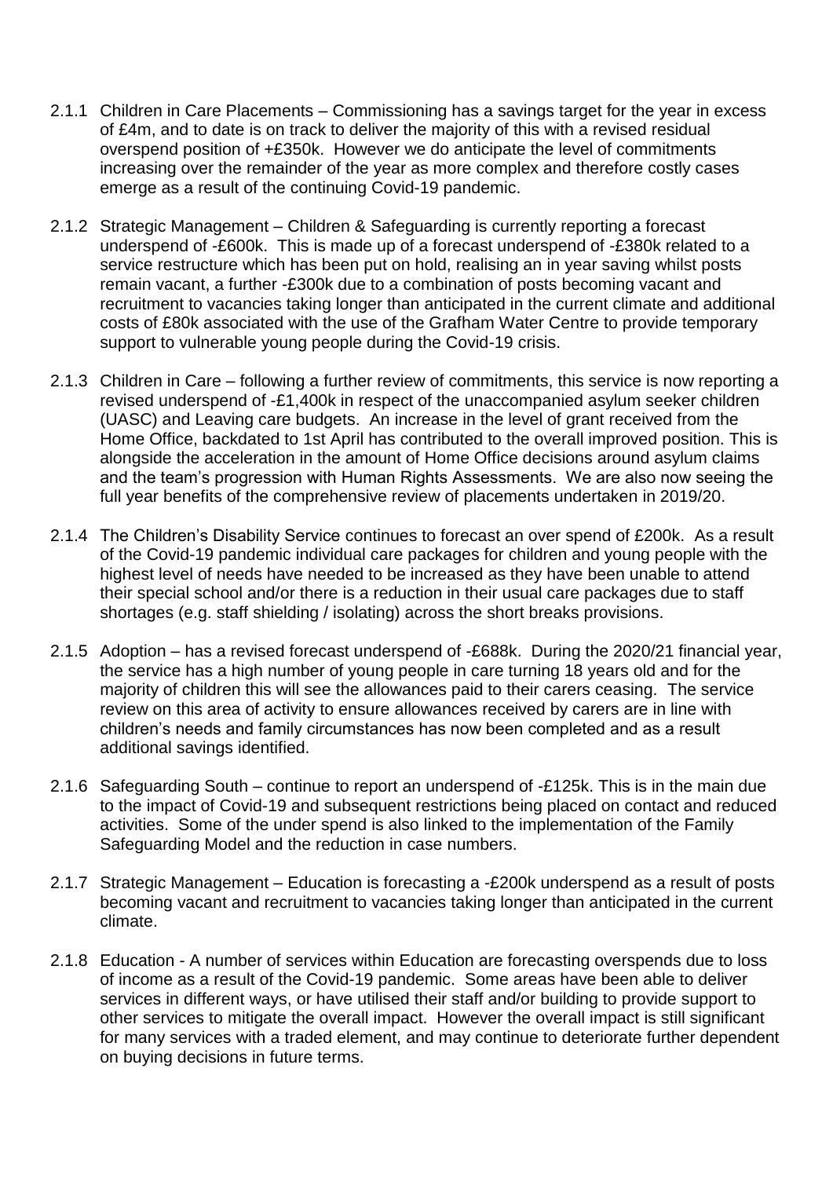2.1.1 Children in Care Placements – Commissioning has a savings target for the year in excess of £4m, and to date is on track to deliver the majority of this with a revised residual overspend position of +£350k. However we do anticipate the level of commitments increasing over the remainder of the year as more complex and therefore costly cases emerge as a result of the continuing Covid-19 pandemic.

2.1.2 Strategic Management – Children & Safeguarding is currently reporting a forecast underspend of -£600k. This is made up of a forecast underspend of -£380k related to a service restructure which has been put on hold, realising an in year saving whilst posts remain vacant, a further -£300k due to a combination of posts becoming vacant and recruitment to vacancies taking longer than anticipated in the current climate and additional costs of £80k associated with the use of the Grafham Water Centre to provide temporary support to vulnerable young people during the Covid-19 crisis.

2.1.3 Children in Care – following a further review of commitments, this service is now reporting a revised underspend of -£1,400k in respect of the unaccompanied asylum seeker children (UASC) and Leaving care budgets. An increase in the level of grant received from the Home Office, backdated to 1st April has contributed to the overall improved position. This is alongside the acceleration in the amount of Home Office decisions around asylum claims and the team's progression with Human Rights Assessments. We are also now seeing the full year benefits of the comprehensive review of placements undertaken in 2019/20.

2.1.4 The Children's Disability Service continues to forecast an over spend of £200k. As a result of the Covid-19 pandemic individual care packages for children and young people with the highest level of needs have needed to be increased as they have been unable to attend their special school and/or there is a reduction in their usual care packages due to staff shortages (e.g. staff shielding / isolating) across the short breaks provisions.

2.1.5 Adoption – has a revised forecast underspend of -£688k. During the 2020/21 financial year, the service has a high number of young people in care turning 18 years old and for the majority of children this will see the allowances paid to their carers ceasing. The service review on this area of activity to ensure allowances received by carers are in line with children's needs and family circumstances has now been completed and as a result additional savings identified.

2.1.6 Safeguarding South – continue to report an underspend of -£125k. This is in the main due to the impact of Covid-19 and subsequent restrictions being placed on contact and reduced activities. Some of the under spend is also linked to the implementation of the Family Safeguarding Model and the reduction in case numbers.

2.1.7 Strategic Management – Education is forecasting a -£200k underspend as a result of posts becoming vacant and recruitment to vacancies taking longer than anticipated in the current climate.

2.1.8 Education - A number of services within Education are forecasting overspends due to loss of income as a result of the Covid-19 pandemic. Some areas have been able to deliver services in different ways, or have utilised their staff and/or building to provide support to other services to mitigate the overall impact. However the overall impact is still significant for many services with a traded element, and may continue to deteriorate further dependent on buying decisions in future terms.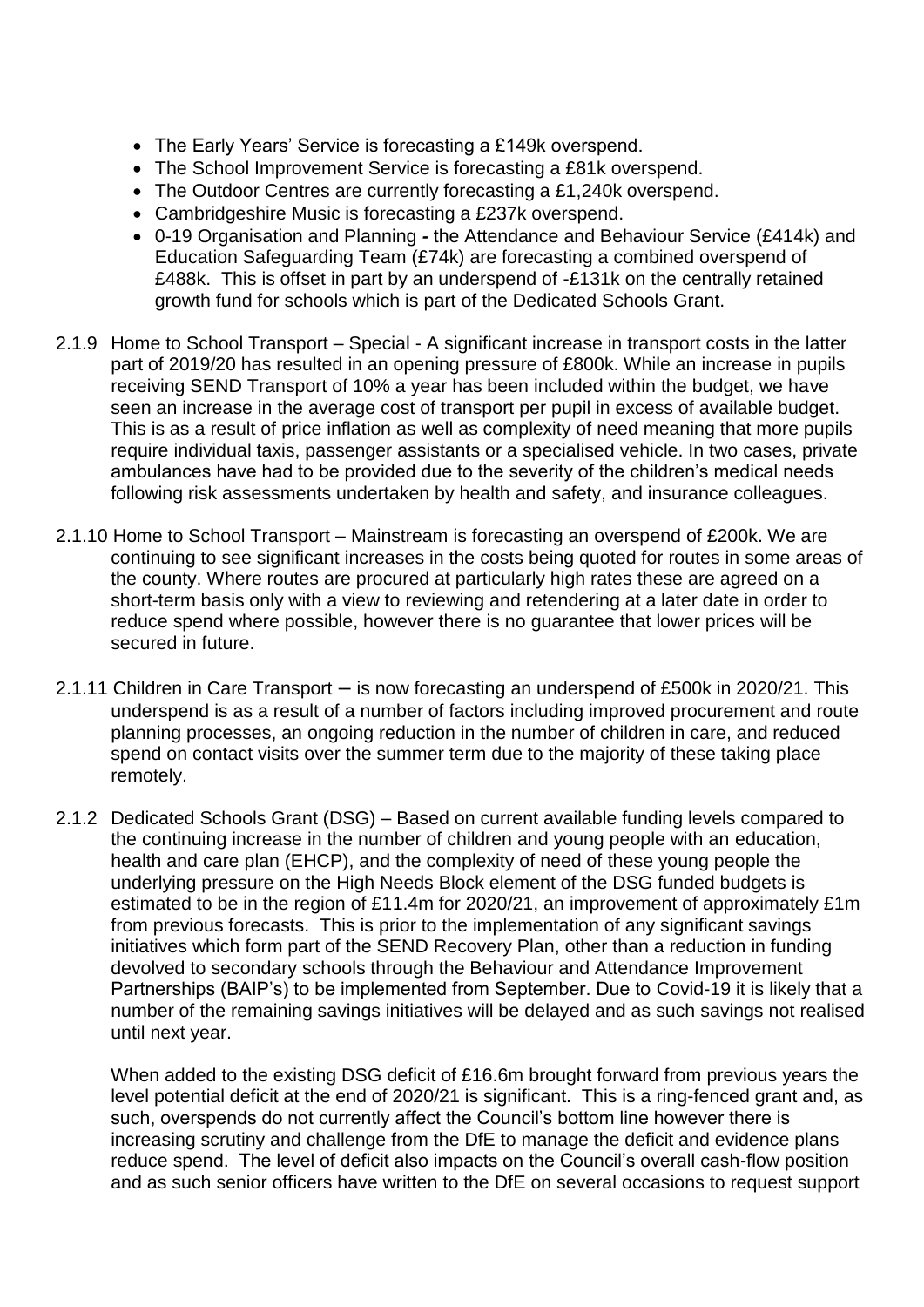- The Early Years' Service is forecasting a £149k overspend.
- The School Improvement Service is forecasting a £81k overspend.
- The Outdoor Centres are currently forecasting a £1,240k overspend.
- Cambridgeshire Music is forecasting a £237k overspend.
- 0-19 Organisation and Planning **-** the Attendance and Behaviour Service (£414k) and Education Safeguarding Team (£74k) are forecasting a combined overspend of £488k. This is offset in part by an underspend of -£131k on the centrally retained growth fund for schools which is part of the Dedicated Schools Grant.

2.1.9 Home to School Transport – Special - A significant increase in transport costs in the latter part of 2019/20 has resulted in an opening pressure of £800k. While an increase in pupils receiving SEND Transport of 10% a year has been included within the budget, we have seen an increase in the average cost of transport per pupil in excess of available budget. This is as a result of price inflation as well as complexity of need meaning that more pupils require individual taxis, passenger assistants or a specialised vehicle. In two cases, private ambulances have had to be provided due to the severity of the children's medical needs following risk assessments undertaken by health and safety, and insurance colleagues.

2.1.10 Home to School Transport – Mainstream is forecasting an overspend of £200k. We are continuing to see significant increases in the costs being quoted for routes in some areas of the county. Where routes are procured at particularly high rates these are agreed on a short-term basis only with a view to reviewing and retendering at a later date in order to reduce spend where possible, however there is no guarantee that lower prices will be secured in future.

2.1.11 Children in Care Transport – is now forecasting an underspend of £500k in 2020/21. This underspend is as a result of a number of factors including improved procurement and route planning processes, an ongoing reduction in the number of children in care, and reduced spend on contact visits over the summer term due to the majority of these taking place remotely.

2.1.2 Dedicated Schools Grant (DSG) – Based on current available funding levels compared to the continuing increase in the number of children and young people with an education, health and care plan (EHCP), and the complexity of need of these young people the underlying pressure on the High Needs Block element of the DSG funded budgets is estimated to be in the region of £11.4m for 2020/21, an improvement of approximately £1m from previous forecasts. This is prior to the implementation of any significant savings initiatives which form part of the SEND Recovery Plan, other than a reduction in funding devolved to secondary schools through the Behaviour and Attendance Improvement Partnerships (BAIP's) to be implemented from September. Due to Covid-19 it is likely that a number of the remaining savings initiatives will be delayed and as such savings not realised until next year.

When added to the existing DSG deficit of £16.6m brought forward from previous years the level potential deficit at the end of 2020/21 is significant. This is a ring-fenced grant and, as such, overspends do not currently affect the Council's bottom line however there is increasing scrutiny and challenge from the DfE to manage the deficit and evidence plans reduce spend. The level of deficit also impacts on the Council's overall cash-flow position and as such senior officers have written to the DfE on several occasions to request support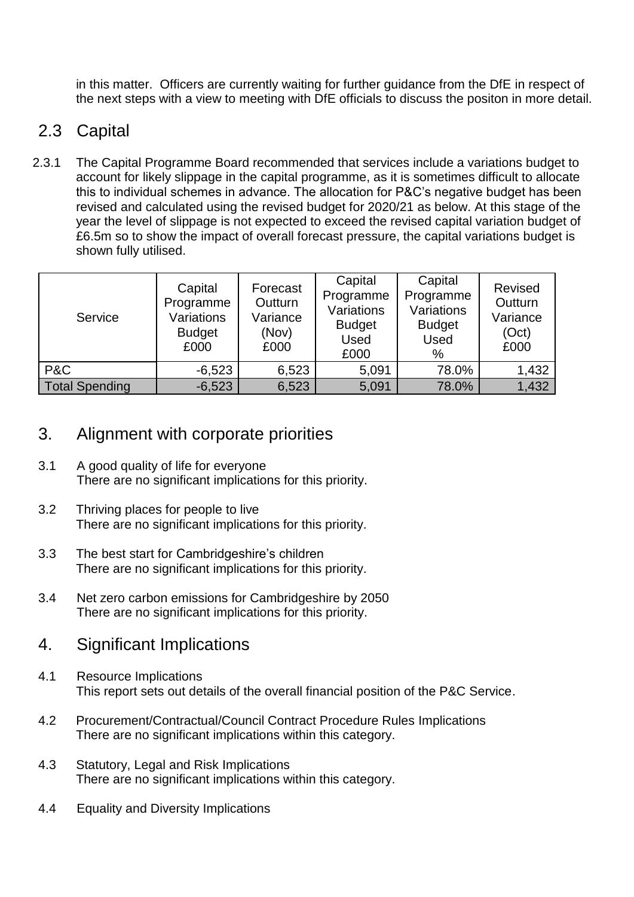in this matter. Officers are currently waiting for further guidance from the DfE in respect of the next steps with a view to meeting with DfE officials to discuss the positon in more detail.

## 2.3 Capital

2.3.1 The Capital Programme Board recommended that services include a variations budget to account for likely slippage in the capital programme, as it is sometimes difficult to allocate this to individual schemes in advance. The allocation for P&C's negative budget has been revised and calculated using the revised budget for 2020/21 as below. At this stage of the year the level of slippage is not expected to exceed the revised capital variation budget of £6.5m so to show the impact of overall forecast pressure, the capital variations budget is shown fully utilised.

| Service | Capital Programme Variations Budget £000 | Forecast Outturn Variance (Nov) £000 | Capital Programme Variations Budget Used £000 | Capital Programme Variations Budget Used % | Revised Outturn Variance (Oct) £000 |
|---|---|---|---|---|---|
| P&C | -6,523 | 6,523 | 5,091 | 78.0% | 1,432 |
| Total Spending | -6,523 | 6,523 | 5,091 | 78.0% | 1,432 |

## 3. Alignment with corporate priorities

3.1 A good quality of life for everyone
There are no significant implications for this priority.

3.2 Thriving places for people to live
There are no significant implications for this priority.

3.3 The best start for Cambridgeshire's children
There are no significant implications for this priority.

3.4 Net zero carbon emissions for Cambridgeshire by 2050
There are no significant implications for this priority.

## 4. Significant Implications

4.1 Resource Implications
This report sets out details of the overall financial position of the P&C Service.

4.2 Procurement/Contractual/Council Contract Procedure Rules Implications
There are no significant implications within this category.

4.3 Statutory, Legal and Risk Implications
There are no significant implications within this category.

4.4 Equality and Diversity Implications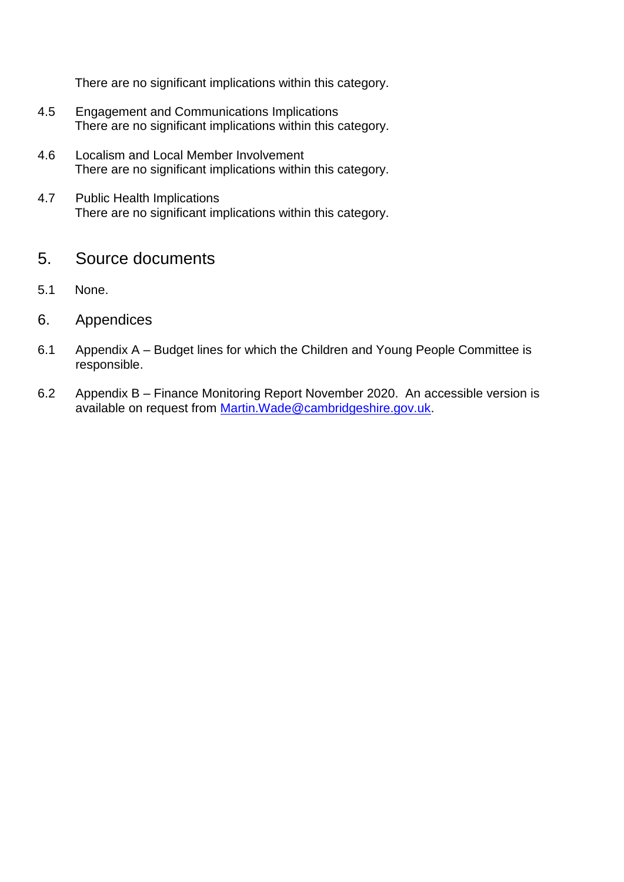There are no significant implications within this category.

4.5 Engagement and Communications Implications
There are no significant implications within this category.

4.6 Localism and Local Member Involvement
There are no significant implications within this category.

4.7 Public Health Implications
There are no significant implications within this category.

## 5. Source documents

5.1 None.

## 6. Appendices

6.1 Appendix A – Budget lines for which the Children and Young People Committee is responsible.

6.2 Appendix B – Finance Monitoring Report November 2020. An accessible version is available on request from Martin.Wade@cambridgeshire.gov.uk.